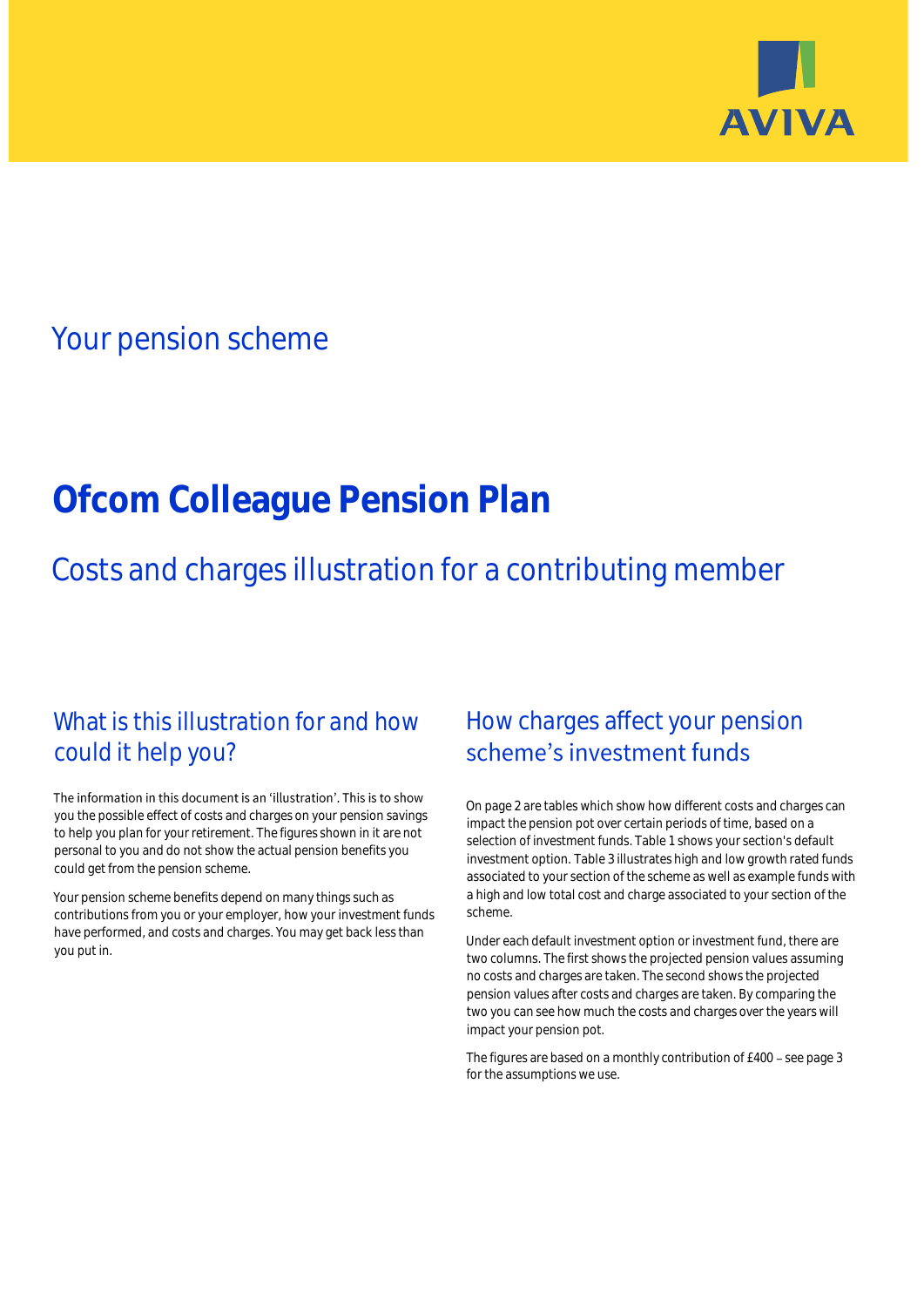## Your pension scheme

# Ofcom Colleague Pension Plan

## Costs and charges illustration for a contributing member

### What is this illustration for and how could it help you?

The information in this document is an 'illustration'. This is to show you the possible effect of costs and charges on your pension savings to help you plan for your retirement. The figures shown in it are not personal to you and do not show the actual pension benefits you could get from the pension scheme.

Your pension scheme benefits depend on many things such as contributions from you or your employer, how your investment funds have performed, and costs and charges. You may get back less than you put in.

### How charges affect your pension scheme's investment funds

On page 2 are tables which show how different costs and charges can impact the pension pot over certain periods of time, based on a selection of investment funds. Table 1 shows your section's default investment option. Table 3 illustrates high and low growth rated funds associated to your section of the scheme as well as example funds with a high and low total cost and charge associated to your section of the scheme.

Under each default investment option or investment fund, there are two columns. The first shows the projected pension values assuming no costs and charges are taken. The second shows the projected pension values after costs and charges are taken. By comparing the two you can see how much the costs and charges over the years will impact your pension pot.

The figures are based on a monthly contribution of £400 – see page 3 for the assumptions we use.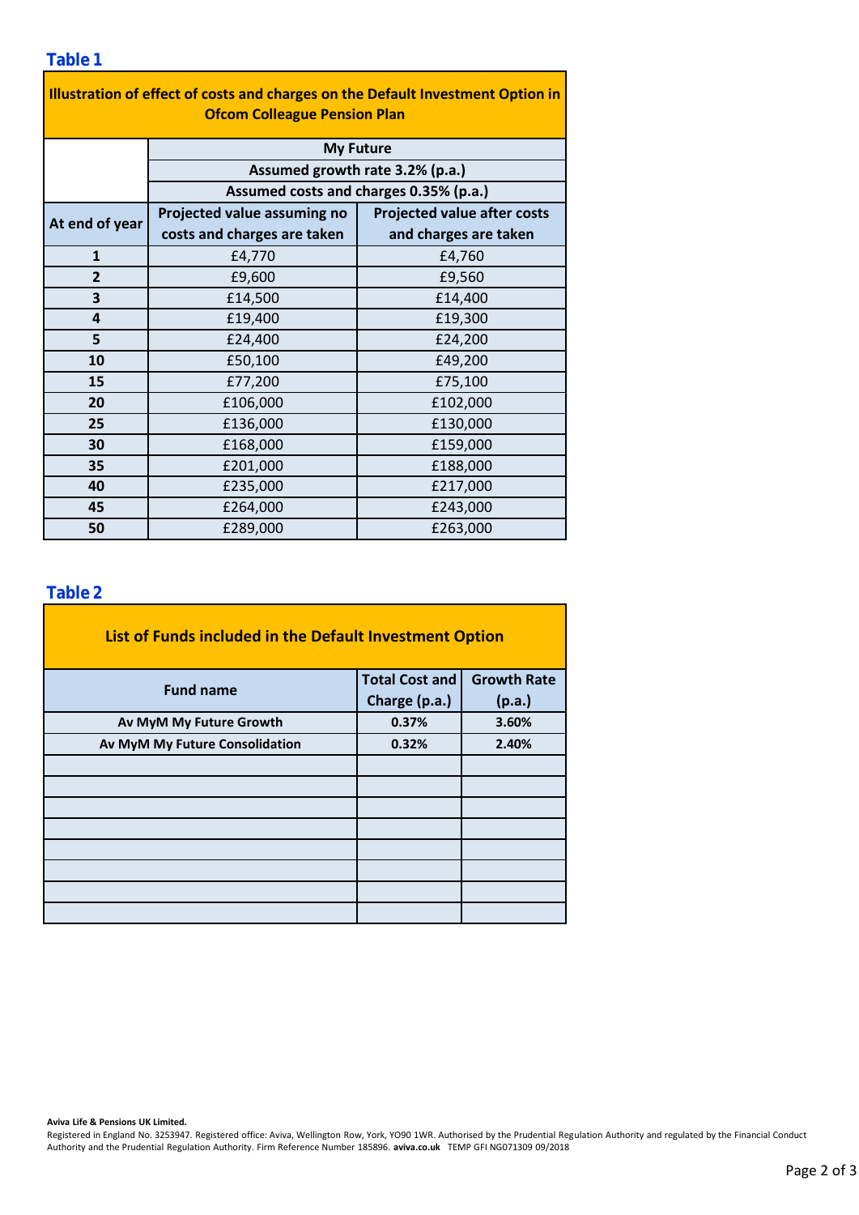## Table 1

| Illustration of effect of costs and charges on the Default Investment Option in Ofcom Colleague Pension Plan | | |
|---|---|---|
| | My Future | |
| | Assumed growth rate 3.2% (p.a.) | |
| | Assumed costs and charges 0.35% (p.a.) | |
| At end of year | Projected value assuming no costs and charges are taken | Projected value after costs and charges are taken |
| 1 | £4,770 | £4,760 |
| 2 | £9,600 | £9,560 |
| 3 | £14,500 | £14,400 |
| 4 | £19,400 | £19,300 |
| 5 | £24,400 | £24,200 |
| 10 | £50,100 | £49,200 |
| 15 | £77,200 | £75,100 |
| 20 | £106,000 | £102,000 |
| 25 | £136,000 | £130,000 |
| 30 | £168,000 | £159,000 |
| 35 | £201,000 | £188,000 |
| 40 | £235,000 | £217,000 |
| 45 | £264,000 | £243,000 |
| 50 | £289,000 | £263,000 |

## Table 2

| List of Funds included in the Default Investment Option | | |
|---|---|---|
| Fund name | Total Cost and Charge (p.a.) | Growth Rate (p.a.) |
| Av MyM My Future Growth | 0.37% | 3.60% |
| Av MyM My Future Consolidation | 0.32% | 2.40% |
| | | |
| | | |
| | | |
| | | |
| | | |
| | | |
| | | |
| | | |

**Aviva Life & Pensions UK Limited.**
Registered in England No. 3253947. Registered office: Aviva, Wellington Row, York, YO90 1WR. Authorised by the Prudential Regulation Authority and regulated by the Financial Conduct Authority and the Prudential Regulation Authority. Firm Reference Number 185896. **aviva.co.uk** TEMP GFI NG071309 09/2018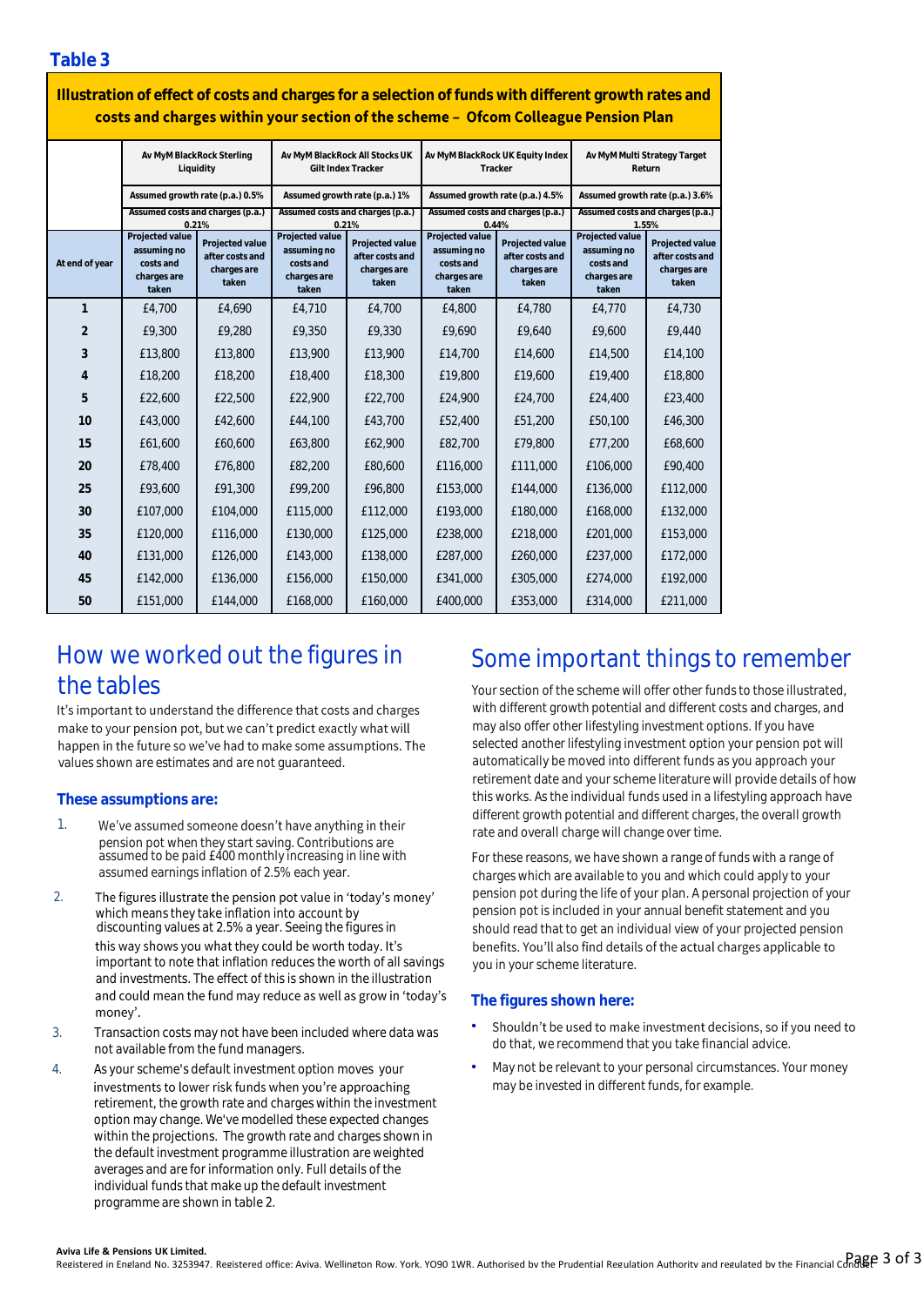## Table 3

| Illustration of effect of costs and charges for a selection of funds with different growth rates and costs and charges within your section of the scheme – Ofcom Colleague Pension Plan | | | | | | | | |
|---|---|---|---|---|---|---|---|---|
| | Av MyM BlackRock Sterling Liquidity | | Av MyM BlackRock All Stocks UK Gilt Index Tracker | | Av MyM BlackRock UK Equity Index Tracker | | Av MyM Multi Strategy Target Return | |
| | Assumed growth rate (p.a.) 0.5% | | Assumed growth rate (p.a.) 1% | | Assumed growth rate (p.a.) 4.5% | | Assumed growth rate (p.a.) 3.6% | |
| | Assumed costs and charges (p.a.) 0.21% | | Assumed costs and charges (p.a.) 0.21% | | Assumed costs and charges (p.a.) 0.44% | | Assumed costs and charges (p.a.) 1.55% | |
| At end of year | Projected value assuming no costs and charges are taken | Projected value after costs and charges are taken | Projected value assuming no costs and charges are taken | Projected value after costs and charges are taken | Projected value assuming no costs and charges are taken | Projected value after costs and charges are taken | Projected value assuming no costs and charges are taken | Projected value after costs and charges are taken |
| 1 | £4,700 | £4,690 | £4,710 | £4,700 | £4,800 | £4,780 | £4,770 | £4,730 |
| 2 | £9,300 | £9,280 | £9,350 | £9,330 | £9,690 | £9,640 | £9,600 | £9,440 |
| 3 | £13,800 | £13,800 | £13,900 | £13,900 | £14,700 | £14,600 | £14,500 | £14,100 |
| 4 | £18,200 | £18,200 | £18,400 | £18,300 | £19,800 | £19,600 | £19,400 | £18,800 |
| 5 | £22,600 | £22,500 | £22,900 | £22,700 | £24,900 | £24,700 | £24,400 | £23,400 |
| 10 | £43,000 | £42,600 | £44,100 | £43,700 | £52,400 | £51,200 | £50,100 | £46,300 |
| 15 | £61,600 | £60,600 | £63,800 | £62,900 | £82,700 | £79,800 | £77,200 | £68,600 |
| 20 | £78,400 | £76,800 | £82,200 | £80,600 | £116,000 | £111,000 | £106,000 | £90,400 |
| 25 | £93,600 | £91,300 | £99,200 | £96,800 | £153,000 | £144,000 | £136,000 | £112,000 |
| 30 | £107,000 | £104,000 | £115,000 | £112,000 | £193,000 | £180,000 | £168,000 | £132,000 |
| 35 | £120,000 | £116,000 | £130,000 | £125,000 | £238,000 | £218,000 | £201,000 | £153,000 |
| 40 | £131,000 | £126,000 | £143,000 | £138,000 | £287,000 | £260,000 | £237,000 | £172,000 |
| 45 | £142,000 | £136,000 | £156,000 | £150,000 | £341,000 | £305,000 | £274,000 | £192,000 |
| 50 | £151,000 | £144,000 | £168,000 | £160,000 | £400,000 | £353,000 | £314,000 | £211,000 |

# How we worked out the figures in the tables

It's important to understand the difference that costs and charges make to your pension pot, but we can't predict exactly what will happen in the future so we've had to make some assumptions. The values shown are estimates and are not guaranteed.

### These assumptions are:

1. We've assumed someone doesn't have anything in their pension pot when they start saving. Contributions are assumed to be paid £400 monthly increasing in line with assumed earnings inflation of 2.5% each year.
2. The figures illustrate the pension pot value in 'today's money' which means they take inflation into account by discounting values at 2.5% a year. Seeing the figures in this way shows you what they could be worth today. It's important to note that inflation reduces the worth of all savings and investments. The effect of this is shown in the illustration and could mean the fund may reduce as well as grow in 'today's money'.
3. Transaction costs may not have been included where data was not available from the fund managers.
4. As your scheme's default investment option moves your investments to lower risk funds when you're approaching retirement, the growth rate and charges within the investment option may change. We've modelled these expected changes within the projections. The growth rate and charges shown in the default investment programme illustration are weighted averages and are for information only. Full details of the individual funds that make up the default investment programme are shown in table 2.

# Some important things to remember

Your section of the scheme will offer other funds to those illustrated, with different growth potential and different costs and charges, and may also offer other lifestyling investment options. If you have selected another lifestyling investment option your pension pot will automatically be moved into different funds as you approach your retirement date and your scheme literature will provide details of how this works. As the individual funds used in a lifestyling approach have different growth potential and different charges, the overall growth rate and overall charge will change over time.

For these reasons, we have shown a range of funds with a range of charges which are available to you and which could apply to your pension pot during the life of your plan. A personal projection of your pension pot is included in your annual benefit statement and you should read that to get an individual view of your projected pension benefits. You'll also find details of the actual charges applicable to you in your scheme literature.

### The figures shown here:

- Shouldn't be used to make investment decisions, so if you need to do that, we recommend that you take financial advice.
- May not be relevant to your personal circumstances. Your money may be invested in different funds, for example.

**Aviva Life & Pensions UK Limited.**
Registered in England No. 3253947. Registered office: Aviva, Wellington Row, York, YO90 1WR. Authorised by the Prudential Regulation Authority and regulated by the Financial Conduct